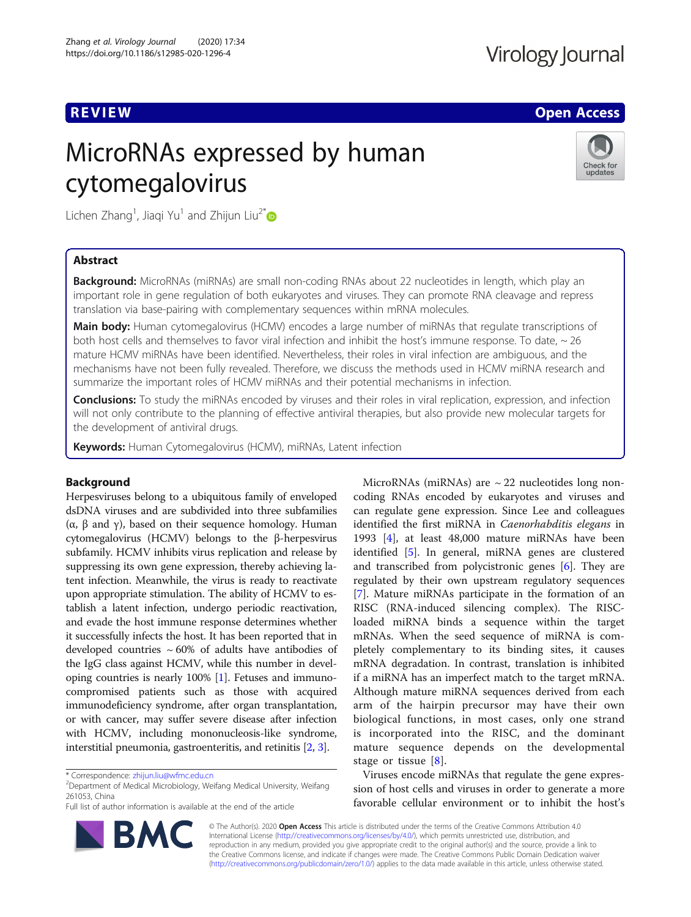REVIEW

Open Access

# MicroRNAs expressed by human cytomegalovirus

Lichen Zhang[1], Jiaqi Yu[1] and Zhijun Liu[2*]

## Abstract

**Background:** MicroRNAs (miRNAs) are small non-coding RNAs about 22 nucleotides in length, which play an important role in gene regulation of both eukaryotes and viruses. They can promote RNA cleavage and repress translation via base-pairing with complementary sequences within mRNA molecules.

**Main body:** Human cytomegalovirus (HCMV) encodes a large number of miRNAs that regulate transcriptions of both host cells and themselves to favor viral infection and inhibit the host's immune response. To date, ~ 26 mature HCMV miRNAs have been identified. Nevertheless, their roles in viral infection are ambiguous, and the mechanisms have not been fully revealed. Therefore, we discuss the methods used in HCMV miRNA research and summarize the important roles of HCMV miRNAs and their potential mechanisms in infection.

**Conclusions:** To study the miRNAs encoded by viruses and their roles in viral replication, expression, and infection will not only contribute to the planning of effective antiviral therapies, but also provide new molecular targets for the development of antiviral drugs.

**Keywords:** Human Cytomegalovirus (HCMV), miRNAs, Latent infection

## Background

Herpesviruses belong to a ubiquitous family of enveloped dsDNA viruses and are subdivided into three subfamilies (α, β and γ), based on their sequence homology. Human cytomegalovirus (HCMV) belongs to the β-herpesvirus subfamily. HCMV inhibits virus replication and release by suppressing its own gene expression, thereby achieving latent infection. Meanwhile, the virus is ready to reactivate upon appropriate stimulation. The ability of HCMV to establish a latent infection, undergo periodic reactivation, and evade the host immune response determines whether it successfully infects the host. It has been reported that in developed countries ~ 60% of adults have antibodies of the IgG class against HCMV, while this number in developing countries is nearly 100% [1]. Fetuses and immunocompromised patients such as those with acquired immunodeficiency syndrome, after organ transplantation, or with cancer, may suffer severe disease after infection with HCMV, including mononucleosis-like syndrome, interstitial pneumonia, gastroenteritis, and retinitis [2, 3].

MicroRNAs (miRNAs) are ~ 22 nucleotides long noncoding RNAs encoded by eukaryotes and viruses and can regulate gene expression. Since Lee and colleagues identified the first miRNA in *Caenorhabditis elegans* in 1993 [4], at least 48,000 mature miRNAs have been identified [5]. In general, miRNA genes are clustered and transcribed from polycistronic genes [6]. They are regulated by their own upstream regulatory sequences [7]. Mature miRNAs participate in the formation of an RISC (RNA-induced silencing complex). The RISC-loaded miRNA binds a sequence within the target mRNAs. When the seed sequence of miRNA is completely complementary to its binding sites, it causes mRNA degradation. In contrast, translation is inhibited if a miRNA has an imperfect match to the target mRNA. Although mature miRNA sequences derived from each arm of the hairpin precursor may have their own biological functions, in most cases, only one strand is incorporated into the RISC, and the dominant mature sequence depends on the developmental stage or tissue [8].

Viruses encode miRNAs that regulate the gene expression of host cells and viruses in order to generate a more favorable cellular environment or to inhibit the host's

\* Correspondence: zhijun.liu@wfmc.edu.cn
[2]Department of Medical Microbiology, Weifang Medical University, Weifang 261053, China
Full list of author information is available at the end of the article

© The Author(s). 2020 **Open Access** This article is distributed under the terms of the Creative Commons Attribution 4.0 International License (http://creativecommons.org/licenses/by/4.0/), which permits unrestricted use, distribution, and reproduction in any medium, provided you give appropriate credit to the original author(s) and the source, provide a link to the Creative Commons license, and indicate if changes were made. The Creative Commons Public Domain Dedication waiver (http://creativecommons.org/publicdomain/zero/1.0/) applies to the data made available in this article, unless otherwise stated.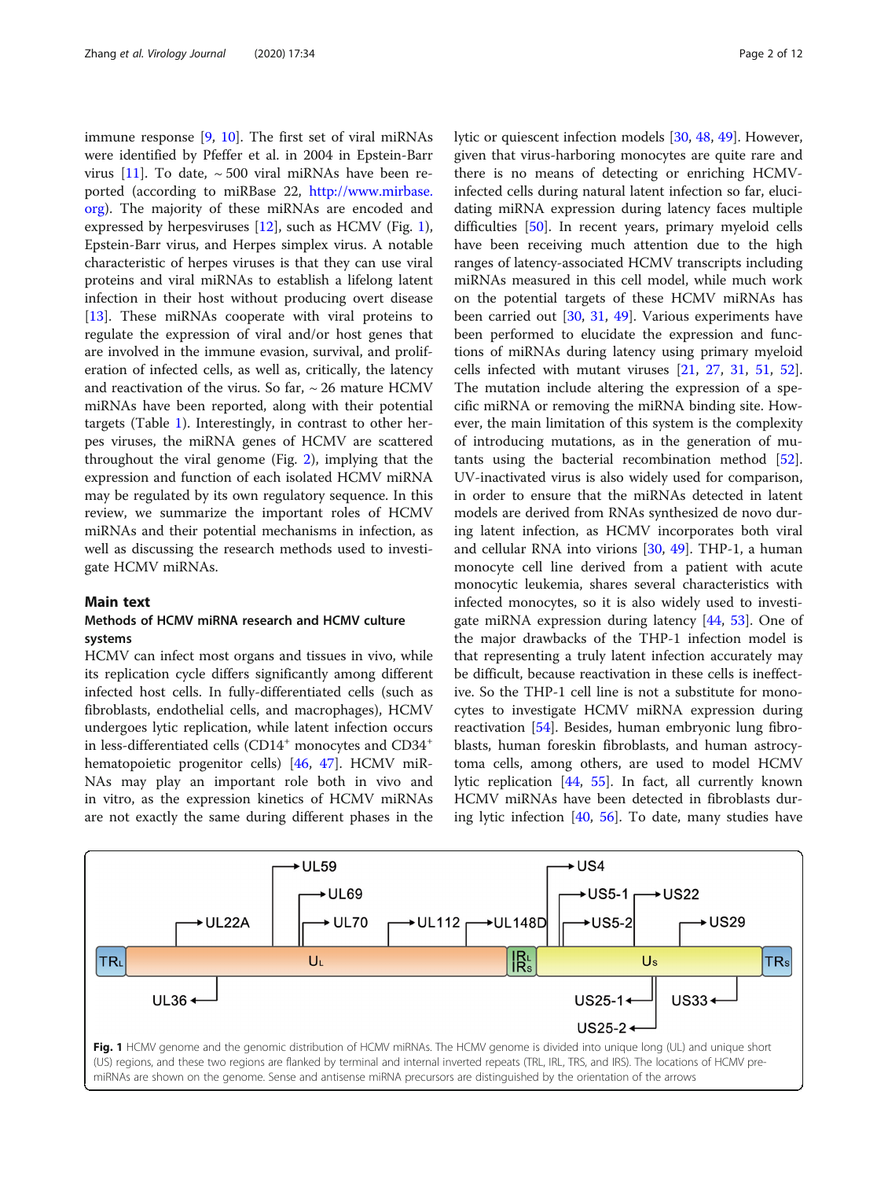immune response [9, 10]. The first set of viral miRNAs were identified by Pfeffer et al. in 2004 in Epstein-Barr virus [11]. To date, ~ 500 viral miRNAs have been reported (according to miRBase 22, http://www.mirbase.org). The majority of these miRNAs are encoded and expressed by herpesviruses [12], such as HCMV (Fig. 1), Epstein-Barr virus, and Herpes simplex virus. A notable characteristic of herpes viruses is that they can use viral proteins and viral miRNAs to establish a lifelong latent infection in their host without producing overt disease [13]. These miRNAs cooperate with viral proteins to regulate the expression of viral and/or host genes that are involved in the immune evasion, survival, and proliferation of infected cells, as well as, critically, the latency and reactivation of the virus. So far, ~ 26 mature HCMV miRNAs have been reported, along with their potential targets (Table 1). Interestingly, in contrast to other herpes viruses, the miRNA genes of HCMV are scattered throughout the viral genome (Fig. 2), implying that the expression and function of each isolated HCMV miRNA may be regulated by its own regulatory sequence. In this review, we summarize the important roles of HCMV miRNAs and their potential mechanisms in infection, as well as discussing the research methods used to investigate HCMV miRNAs.

## Main text

### Methods of HCMV miRNA research and HCMV culture systems

HCMV can infect most organs and tissues in vivo, while its replication cycle differs significantly among different infected host cells. In fully-differentiated cells (such as fibroblasts, endothelial cells, and macrophages), HCMV undergoes lytic replication, while latent infection occurs in less-differentiated cells (CD14$^+$ monocytes and CD34$^+$ hematopoietic progenitor cells) [46, 47]. HCMV miRNAs may play an important role both in vivo and in vitro, as the expression kinetics of HCMV miRNAs are not exactly the same during different phases in the lytic or quiescent infection models [30, 48, 49]. However, given that virus-harboring monocytes are quite rare and there is no means of detecting or enriching HCMV-infected cells during natural latent infection so far, elucidating miRNA expression during latency faces multiple difficulties [50]. In recent years, primary myeloid cells have been receiving much attention due to the high ranges of latency-associated HCMV transcripts including miRNAs measured in this cell model, while much work on the potential targets of these HCMV miRNAs has been carried out [30, 31, 49]. Various experiments have been performed to elucidate the expression and functions of miRNAs during latency using primary myeloid cells infected with mutant viruses [21, 27, 31, 51, 52]. The mutation include altering the expression of a specific miRNA or removing the miRNA binding site. However, the main limitation of this system is the complexity of introducing mutations, as in the generation of mutants using the bacterial recombination method [52]. UV-inactivated virus is also widely used for comparison, in order to ensure that the miRNAs detected in latent models are derived from RNAs synthesized de novo during latent infection, as HCMV incorporates both viral and cellular RNA into virions [30, 49]. THP-1, a human monocyte cell line derived from a patient with acute monocytic leukemia, shares several characteristics with infected monocytes, so it is also widely used to investigate miRNA expression during latency [44, 53]. One of the major drawbacks of the THP-1 infection model is that representing a truly latent infection accurately may be difficult, because reactivation in these cells is ineffective. So the THP-1 cell line is not a substitute for monocytes to investigate HCMV miRNA expression during reactivation [54]. Besides, human embryonic lung fibroblasts, human foreskin fibroblasts, and human astrocytoma cells, among others, are used to model HCMV lytic replication [44, 55]. In fact, all currently known HCMV miRNAs have been detected in fibroblasts during lytic infection [40, 56]. To date, many studies have

**Fig. 1** HCMV genome and the genomic distribution of HCMV miRNAs. The HCMV genome is divided into unique long (UL) and unique short (US) regions, and these two regions are flanked by terminal and internal inverted repeats (TRL, IRL, TRS, and IRS). The locations of HCMV pre-miRNAs are shown on the genome. Sense and antisense miRNA precursors are distinguished by the orientation of the arrows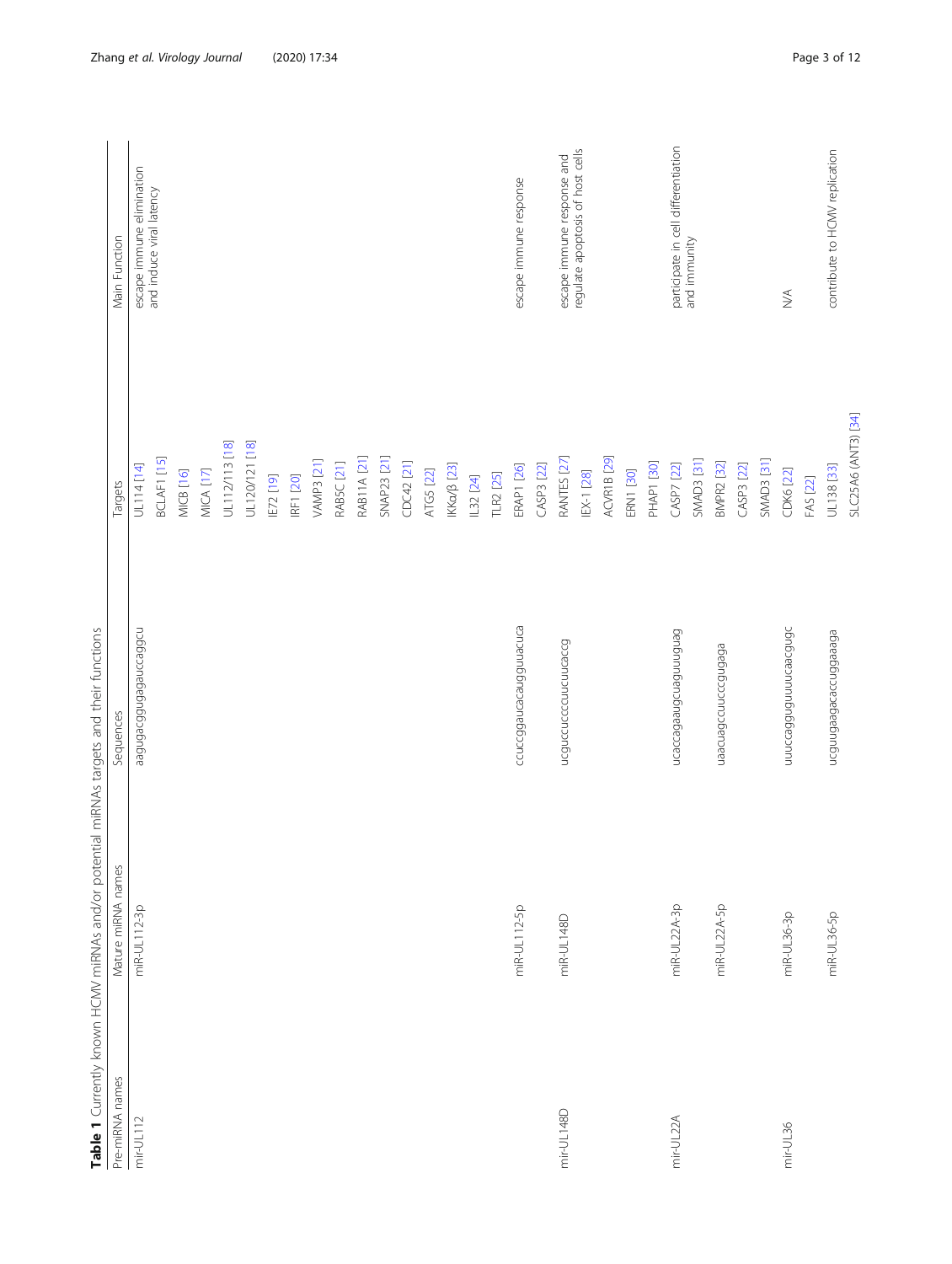**Table 1** Currently known HCMV miRNAs and/or potential miRNAs targets and their functions

| Pre-miRNA names | Mature miRNA names | Sequences | Targets | Main Function |
| --- | --- | --- | --- | --- |
| mir-UL112 | miR-UL112-3p | aagugacggugagauccaggcu | UL114 [14] | escape immune elimination and induce viral latency |
| | | | BCLAF1 [15] | |
| | | | MICB [16] | |
| | | | MICA [17] | |
| | | | UL112/113 [18] | |
| | | | UL120/121 [18] | |
| | | | IE72 [19] | |
| | | | IRF1 [20] | |
| | | | VAMP3 [21] | |
| | | | RAB5C [21] | |
| | | | RAB11A [21] | |
| | | | SNAP23 [21] | |
| | | | CDC42 [21] | |
| | | | ATG5 [22] | |
| | | | IKKα/β [23] | |
| | | | IL32 [24] | |
| | | | TLR2 [25] | |
| | miR-UL112-5p | ccuccggaucacaugguuacuca | ERAP1 [26] | escape immune response |
| | | | CASP3 [22] | |
| mir-UL148D | miR-UL148D | ucguccucccuucuucaccg | RANTES [27] | escape immune response and regulate apoptosis of host cells |
| | | | IEX-1 [28] | |
| | | | ACVR1B [29] | |
| | | | ERN1 [30] | |
| | | | PHAP1 [30] | |
| mir-UL22A | miR-UL22A-3p | ucaccagaaugcuaguuuguag | CASP7 [22] | participate in cell differentiation and immunity |
| | | | SMAD3 [31] | |
| | miR-UL22A-5p | uaacuagccuucccgugaga | BMPR2 [32] | |
| | | | CASP3 [22] | |
| | | | SMAD3 [31] | |
| mir-UL36 | miR-UL36-3p | uuuccagguguuuucaacgugc | CDK6 [22] | N/A |
| | | | FAS [22] | |
| | miR-UL36-5p | ucguugaagacaccuggaaaga | UL138 [33] | contribute to HCMV replication |
| | | | SLC25A6 (ANT3) [34] | |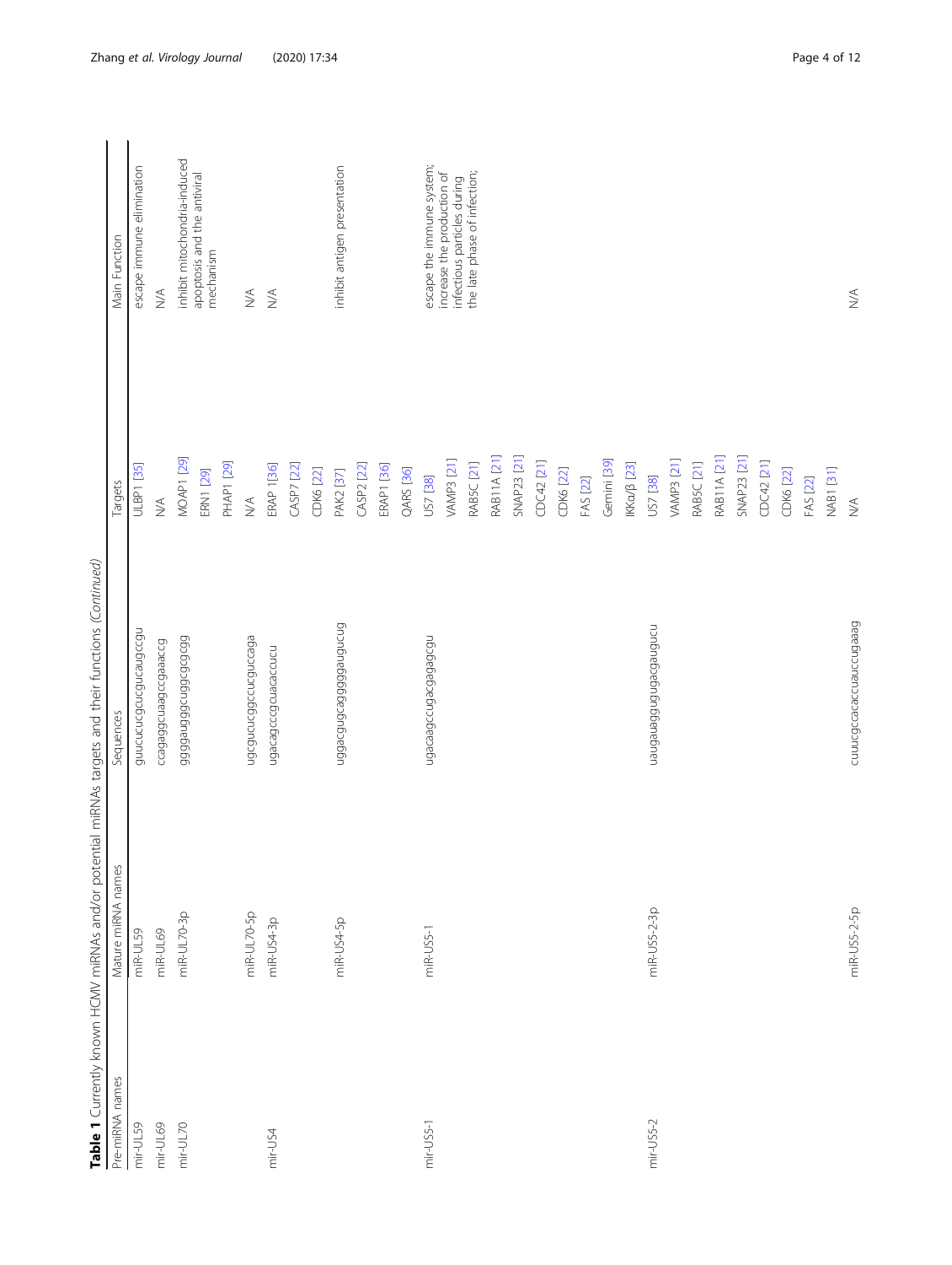**Table 1** Currently known HCMV miRNAs and/or potential miRNAs targets and their functions *(Continued)*

| Pre-miRNA names | Mature miRNA names | Sequences | Targets | Main Function |
|---|---|---|---|---|
| mir-UL59 | miR-UL59 | guucucucgucgucaugccgu | ULBP1 [35] | escape immune elimination |
| mir-UL69 | miR-UL69 | ccagaggcuaagccgaaccg | N/A | N/A |
| mir-UL70 | miR-UL70-3p | ggggaugggcuggcgcgcgg | MOAP1 [29] | inhibit mitochondria-induced apoptosis and the antiviral mechanism |
| | | | ERN1 [29] | |
| | | | PHAP1 [29] | |
| | miR-UL70-5p | ugcgucucggccucguccaga | N/A | N/A |
| mir-US4 | miR-US4-3p | ugacagcccgcuacaccucu | ERAP 1[36] | N/A |
| | | | CASP7 [22] | |
| | | | CDK6 [22] | |
| | miR-US4-5p | uggacgugcagggggaugucug | PAK2 [37] | inhibit antigen presentation |
| | | | CASP2 [22] | |
| | | | ERAP1 [36] | |
| | | | QARS [36] | |
| mir-US5-1 | miR-US5-1 | ugacaagccugacgagagcgu | US7 [38] | escape the immune system; increase the production of infectious particles during the late phase of infection; |
| | | | VAMP3 [21] | |
| | | | RAB5C [21] | |
| | | | RAB11A [21] | |
| | | | SNAP23 [21] | |
| | | | CDC42 [21] | |
| | | | CDK6 [22] | |
| | | | FAS [22] | |
| | | | Gemini [39] | |
| | | | IKKα/β [23] | |
| mir-US5-2 | miR-US5-2-3p | uaugauaggugugacgaugucu | US7 [38] | |
| | | | VAMP3 [21] | |
| | | | RAB5C [21] | |
| | | | RAB11A [21] | |
| | | | SNAP23 [21] | |
| | | | CDC42 [21] | |
| | | | CDK6 [22] | |
| | | | FAS [22] | |
| | | | NAB1 [31] | |
| | miR-US5-2-5p | cuuucgccacaccuauccugaaag | N/A | N/A |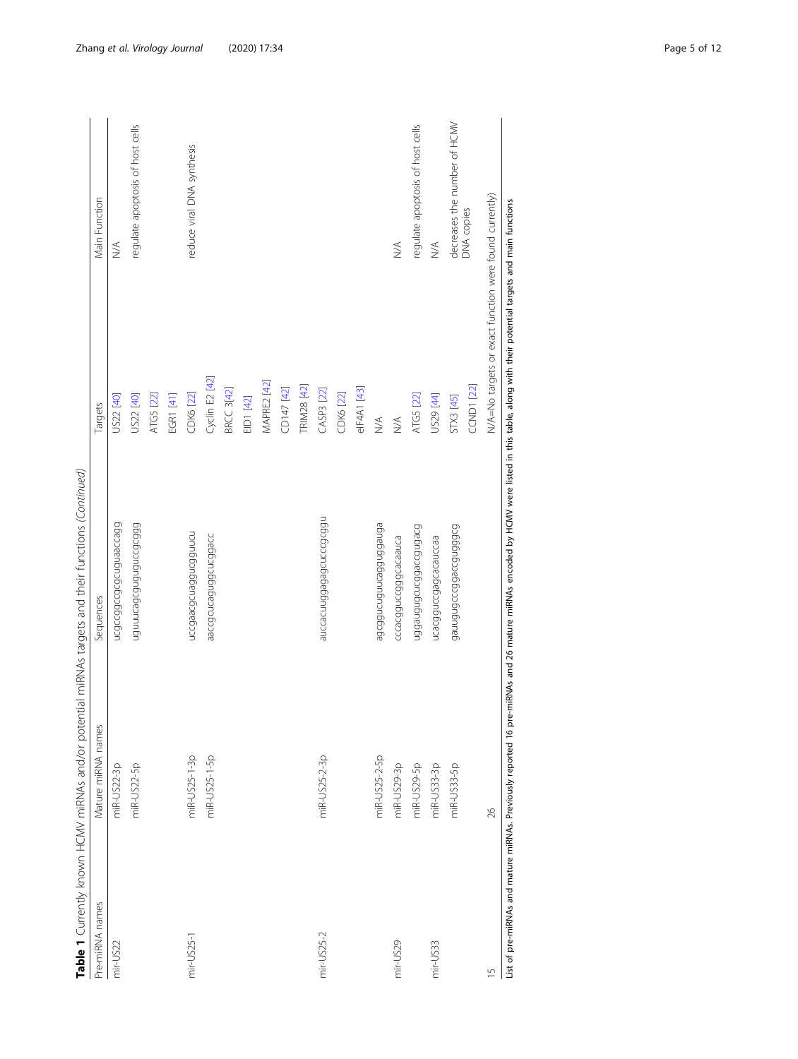**Table 1** Currently known HCMV miRNAs and/or potential miRNAs targets and their functions (*Continued*)

| Pre-miRNA names | Mature miRNA names | Sequences | Targets | Main Function |
|---|---|---|---|---|
| mir-US22 | miR-US22-3p | ucgccggcgcgcuguaaccagg | US22 [40] | N/A |
| | miR-US22-5p | uguuucagcguguguccgcggg | US22 [40] | regulate apoptosis of host cells |
| | | | ATG5 [22] | |
| | | | EGR1 [41] | |
| mir-US25-1 | miR-US25-1-3p | uccgaacgcuaggucgguucu | CDK6 [22] | reduce viral DNA synthesis |
| | miR-US25-1-5p | aaccgcucaguggcucggacc | Cyclin E2 [42] | |
| | | | BRCC 3[42] | |
| | | | EID1 [42] | |
| | | | MAPRE2 [42] | |
| | | | CD147 [42] | |
| | | | TRIM28 [42] | |
| mir-US25-2 | miR-US25-2-3p | auccacuuggagagcucccgcggu | CASP3 [22] | |
| | | | CDK6 [22] | |
| | | | eIF4A1 [43] | |
| | miR-US25-2-5p | agcggucuguucagguggauga | N/A | |
| mir-US29 | miR-US29-3p | cccacgguccgggcacaauca | N/A | N/A |
| | miR-US29-5p | uggaugugcuggaccgugacg | ATG5 [22] | regulate apoptosis of host cells |
| mir-US33 | miR-US33-3p | ucacgguccgagcacauccaa | US29 [44] | N/A |
| | miR-US33-5p | gauuguqcccggaccgugggcg | STX3 [45] | decreases the number of HCMV DNA copies |
| | | | CCND1 [22] | |
| 15 | 26 | | N/A=No targets or exact function were found currently) | |

List of pre-miRNAs and mature miRNAs. Previously reported 16 pre-miRNAs and 26 mature miRNAs encoded by HCMV were listed in this table, along with their potential targets and main functions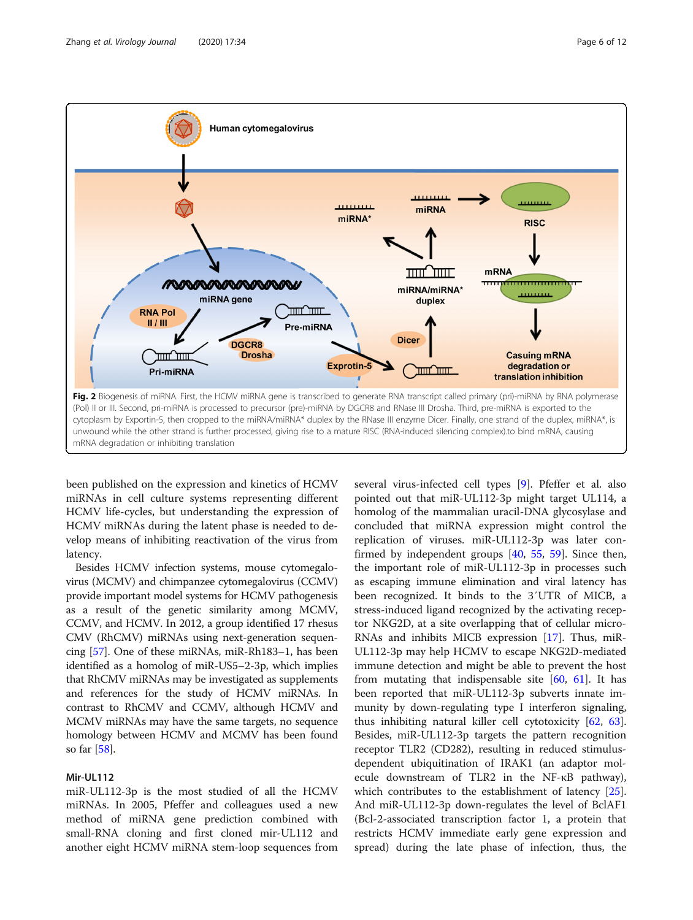**Fig. 2** Biogenesis of miRNA. First, the HCMV miRNA gene is transcribed to generate RNA transcript called primary (pri)-miRNA by RNA polymerase (Pol) II or III. Second, pri-miRNA is processed to precursor (pre)-miRNA by DGCR8 and RNase III Drosha. Third, pre-miRNA is exported to the cytoplasm by Exportin-5, then cropped to the miRNA/miRNA* duplex by the RNase III enzyme Dicer. Finally, one strand of the duplex, miRNA*, is unwound while the other strand is further processed, giving rise to a mature RISC (RNA-induced silencing complex).to bind mRNA, causing mRNA degradation or inhibiting translation

been published on the expression and kinetics of HCMV miRNAs in cell culture systems representing different HCMV life-cycles, but understanding the expression of HCMV miRNAs during the latent phase is needed to develop means of inhibiting reactivation of the virus from latency.

Besides HCMV infection systems, mouse cytomegalovirus (MCMV) and chimpanzee cytomegalovirus (CCMV) provide important model systems for HCMV pathogenesis as a result of the genetic similarity among MCMV, CCMV, and HCMV. In 2012, a group identified 17 rhesus CMV (RhCMV) miRNAs using next-generation sequencing [57]. One of these miRNAs, miR-Rh183–1, has been identified as a homolog of miR-US5–2-3p, which implies that RhCMV miRNAs may be investigated as supplements and references for the study of HCMV miRNAs. In contrast to RhCMV and CCMV, although HCMV and MCMV miRNAs may have the same targets, no sequence homology between HCMV and MCMV has been found so far [58].

## Mir-UL112

miR-UL112-3p is the most studied of all the HCMV miRNAs. In 2005, Pfeffer and colleagues used a new method of miRNA gene prediction combined with small-RNA cloning and first cloned mir-UL112 and another eight HCMV miRNA stem-loop sequences from several virus-infected cell types [9]. Pfeffer et al. also pointed out that miR-UL112-3p might target UL114, a homolog of the mammalian uracil-DNA glycosylase and concluded that miRNA expression might control the replication of viruses. miR-UL112-3p was later confirmed by independent groups [40, 55, 59]. Since then, the important role of miR-UL112-3p in processes such as escaping immune elimination and viral latency has been recognized. It binds to the 3′UTR of MICB, a stress-induced ligand recognized by the activating receptor NKG2D, at a site overlapping that of cellular microRNAs and inhibits MICB expression [17]. Thus, miR-UL112-3p may help HCMV to escape NKG2D-mediated immune detection and might be able to prevent the host from mutating that indispensable site [60, 61]. It has been reported that miR-UL112-3p subverts innate immunity by down-regulating type I interferon signaling, thus inhibiting natural killer cell cytotoxicity [62, 63]. Besides, miR-UL112-3p targets the pattern recognition receptor TLR2 (CD282), resulting in reduced stimulus-dependent ubiquitination of IRAK1 (an adaptor molecule downstream of TLR2 in the NF-κB pathway), which contributes to the establishment of latency [25]. And miR-UL112-3p down-regulates the level of BclAF1 (Bcl-2-associated transcription factor 1, a protein that restricts HCMV immediate early gene expression and spread) during the late phase of infection, thus, the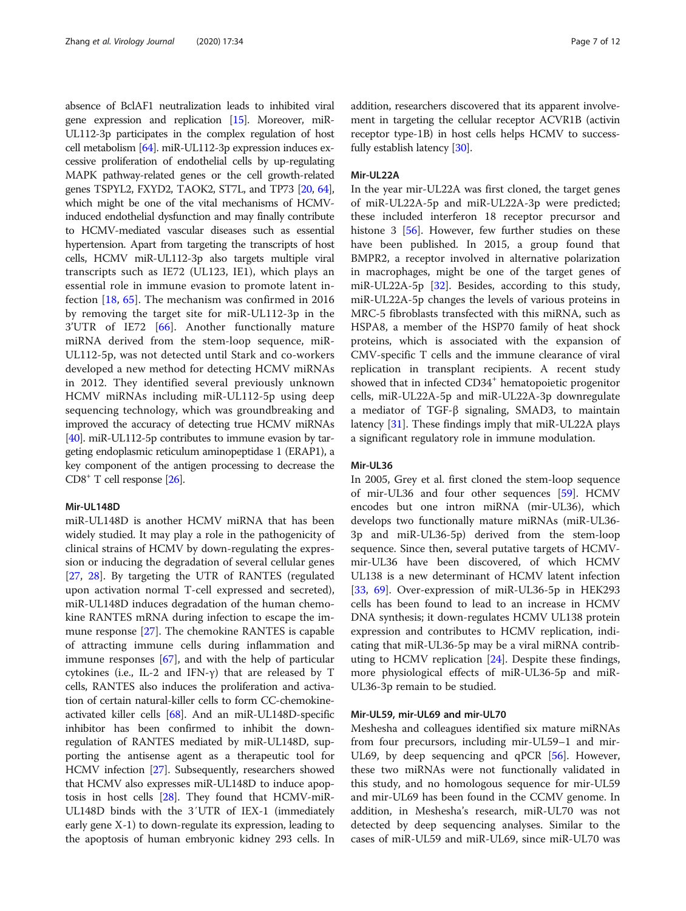absence of BclAF1 neutralization leads to inhibited viral gene expression and replication [15]. Moreover, miR-UL112-3p participates in the complex regulation of host cell metabolism [64]. miR-UL112-3p expression induces excessive proliferation of endothelial cells by up-regulating MAPK pathway-related genes or the cell growth-related genes TSPYL2, FXYD2, TAOK2, ST7L, and TP73 [20, 64], which might be one of the vital mechanisms of HCMV-induced endothelial dysfunction and may finally contribute to HCMV-mediated vascular diseases such as essential hypertension. Apart from targeting the transcripts of host cells, HCMV miR-UL112-3p also targets multiple viral transcripts such as IE72 (UL123, IE1), which plays an essential role in immune evasion to promote latent infection [18, 65]. The mechanism was confirmed in 2016 by removing the target site for miR-UL112-3p in the 3'UTR of IE72 [66]. Another functionally mature miRNA derived from the stem-loop sequence, miR-UL112-5p, was not detected until Stark and co-workers developed a new method for detecting HCMV miRNAs in 2012. They identified several previously unknown HCMV miRNAs including miR-UL112-5p using deep sequencing technology, which was groundbreaking and improved the accuracy of detecting true HCMV miRNAs [40]. miR-UL112-5p contributes to immune evasion by targeting endoplasmic reticulum aminopeptidase 1 (ERAP1), a key component of the antigen processing to decrease the $CD8^+$ T cell response [26].

### Mir-UL148D

miR-UL148D is another HCMV miRNA that has been widely studied. It may play a role in the pathogenicity of clinical strains of HCMV by down-regulating the expression or inducing the degradation of several cellular genes [27, 28]. By targeting the UTR of RANTES (regulated upon activation normal T-cell expressed and secreted), miR-UL148D induces degradation of the human chemokine RANTES mRNA during infection to escape the immune response [27]. The chemokine RANTES is capable of attracting immune cells during inflammation and immune responses [67], and with the help of particular cytokines (i.e., IL-2 and IFN-γ) that are released by T cells, RANTES also induces the proliferation and activation of certain natural-killer cells to form CC-chemokine-activated killer cells [68]. And an miR-UL148D-specific inhibitor has been confirmed to inhibit the down-regulation of RANTES mediated by miR-UL148D, supporting the antisense agent as a therapeutic tool for HCMV infection [27]. Subsequently, researchers showed that HCMV also expresses miR-UL148D to induce apoptosis in host cells [28]. They found that HCMV-miR-UL148D binds with the 3′UTR of IEX-1 (immediately early gene X-1) to down-regulate its expression, leading to the apoptosis of human embryonic kidney 293 cells. In addition, researchers discovered that its apparent involvement in targeting the cellular receptor ACVR1B (activin receptor type-1B) in host cells helps HCMV to successfully establish latency [30].

### Mir-UL22A

In the year mir-UL22A was first cloned, the target genes of miR-UL22A-5p and miR-UL22A-3p were predicted; these included interferon 18 receptor precursor and histone 3 [56]. However, few further studies on these have been published. In 2015, a group found that BMPR2, a receptor involved in alternative polarization in macrophages, might be one of the target genes of miR-UL22A-5p [32]. Besides, according to this study, miR-UL22A-5p changes the levels of various proteins in MRC-5 fibroblasts transfected with this miRNA, such as HSPA8, a member of the HSP70 family of heat shock proteins, which is associated with the expansion of CMV-specific T cells and the immune clearance of viral replication in transplant recipients. A recent study showed that in infected $CD34^+$ hematopoietic progenitor cells, miR-UL22A-5p and miR-UL22A-3p downregulate a mediator of TGF-β signaling, SMAD3, to maintain latency [31]. These findings imply that miR-UL22A plays a significant regulatory role in immune modulation.

### Mir-UL36

In 2005, Grey et al. first cloned the stem-loop sequence of mir-UL36 and four other sequences [59]. HCMV encodes but one intron miRNA (mir-UL36), which develops two functionally mature miRNAs (miR-UL36-3p and miR-UL36-5p) derived from the stem-loop sequence. Since then, several putative targets of HCMV-mir-UL36 have been discovered, of which HCMV UL138 is a new determinant of HCMV latent infection [33, 69]. Over-expression of miR-UL36-5p in HEK293 cells has been found to lead to an increase in HCMV DNA synthesis; it down-regulates HCMV UL138 protein expression and contributes to HCMV replication, indicating that miR-UL36-5p may be a viral miRNA contributing to HCMV replication [24]. Despite these findings, more physiological effects of miR-UL36-5p and miR-UL36-3p remain to be studied.

### Mir-UL59, mir-UL69 and mir-UL70

Meshesha and colleagues identified six mature miRNAs from four precursors, including mir-UL59–1 and mir-UL69, by deep sequencing and qPCR [56]. However, these two miRNAs were not functionally validated in this study, and no homologous sequence for mir-UL59 and mir-UL69 has been found in the CCMV genome. In addition, in Meshesha's research, miR-UL70 was not detected by deep sequencing analyses. Similar to the cases of miR-UL59 and miR-UL69, since miR-UL70 was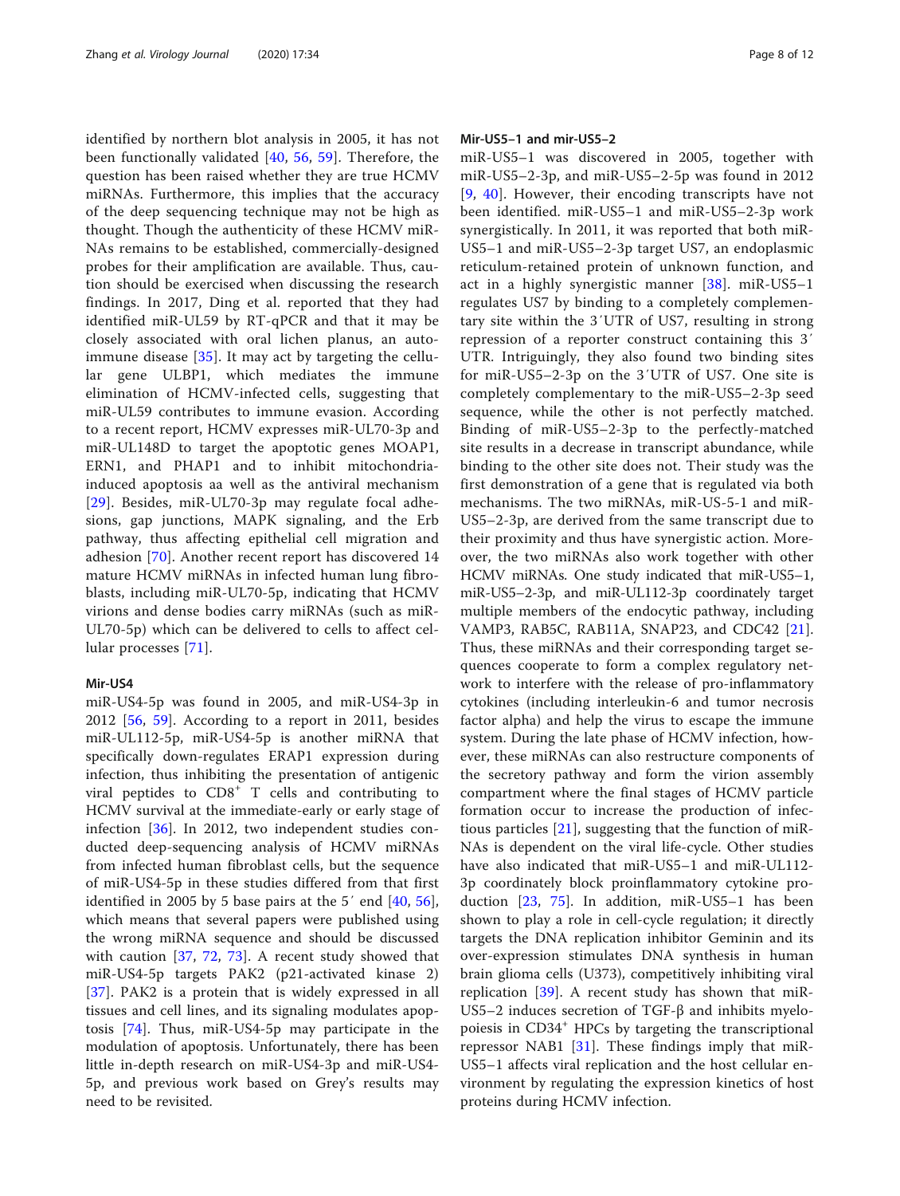identified by northern blot analysis in 2005, it has not been functionally validated [40, 56, 59]. Therefore, the question has been raised whether they are true HCMV miRNAs. Furthermore, this implies that the accuracy of the deep sequencing technique may not be high as thought. Though the authenticity of these HCMV miRNAs remains to be established, commercially-designed probes for their amplification are available. Thus, caution should be exercised when discussing the research findings. In 2017, Ding et al. reported that they had identified miR-UL59 by RT-qPCR and that it may be closely associated with oral lichen planus, an autoimmune disease [35]. It may act by targeting the cellular gene ULBP1, which mediates the immune elimination of HCMV-infected cells, suggesting that miR-UL59 contributes to immune evasion. According to a recent report, HCMV expresses miR-UL70-3p and miR-UL148D to target the apoptotic genes MOAP1, ERN1, and PHAP1 and to inhibit mitochondria-induced apoptosis aa well as the antiviral mechanism [29]. Besides, miR-UL70-3p may regulate focal adhesions, gap junctions, MAPK signaling, and the Erb pathway, thus affecting epithelial cell migration and adhesion [70]. Another recent report has discovered 14 mature HCMV miRNAs in infected human lung fibroblasts, including miR-UL70-5p, indicating that HCMV virions and dense bodies carry miRNAs (such as miR-UL70-5p) which can be delivered to cells to affect cellular processes [71].

#### Mir-US4

miR-US4-5p was found in 2005, and miR-US4-3p in 2012 [56, 59]. According to a report in 2011, besides miR-UL112-5p, miR-US4-5p is another miRNA that specifically down-regulates ERAP1 expression during infection, thus inhibiting the presentation of antigenic viral peptides to CD8$^+$ T cells and contributing to HCMV survival at the immediate-early or early stage of infection [36]. In 2012, two independent studies conducted deep-sequencing analysis of HCMV miRNAs from infected human fibroblast cells, but the sequence of miR-US4-5p in these studies differed from that first identified in 2005 by 5 base pairs at the 5′ end [40, 56], which means that several papers were published using the wrong miRNA sequence and should be discussed with caution [37, 72, 73]. A recent study showed that miR-US4-5p targets PAK2 (p21-activated kinase 2) [37]. PAK2 is a protein that is widely expressed in all tissues and cell lines, and its signaling modulates apoptosis [74]. Thus, miR-US4-5p may participate in the modulation of apoptosis. Unfortunately, there has been little in-depth research on miR-US4-3p and miR-US4-5p, and previous work based on Grey's results may need to be revisited.

#### Mir-US5–1 and mir-US5–2

miR-US5–1 was discovered in 2005, together with miR-US5–2-3p, and miR-US5–2-5p was found in 2012 [9, 40]. However, their encoding transcripts have not been identified. miR-US5–1 and miR-US5–2-3p work synergistically. In 2011, it was reported that both miR-US5–1 and miR-US5–2-3p target US7, an endoplasmic reticulum-retained protein of unknown function, and act in a highly synergistic manner [38]. miR-US5–1 regulates US7 by binding to a completely complementary site within the 3′UTR of US7, resulting in strong repression of a reporter construct containing this 3′ UTR. Intriguingly, they also found two binding sites for miR-US5–2-3p on the 3′UTR of US7. One site is completely complementary to the miR-US5–2-3p seed sequence, while the other is not perfectly matched. Binding of miR-US5–2-3p to the perfectly-matched site results in a decrease in transcript abundance, while binding to the other site does not. Their study was the first demonstration of a gene that is regulated via both mechanisms. The two miRNAs, miR-US-5-1 and miR-US5–2-3p, are derived from the same transcript due to their proximity and thus have synergistic action. Moreover, the two miRNAs also work together with other HCMV miRNAs. One study indicated that miR-US5–1, miR-US5–2-3p, and miR-UL112-3p coordinately target multiple members of the endocytic pathway, including VAMP3, RAB5C, RAB11A, SNAP23, and CDC42 [21]. Thus, these miRNAs and their corresponding target sequences cooperate to form a complex regulatory network to interfere with the release of pro-inflammatory cytokines (including interleukin-6 and tumor necrosis factor alpha) and help the virus to escape the immune system. During the late phase of HCMV infection, however, these miRNAs can also restructure components of the secretory pathway and form the virion assembly compartment where the final stages of HCMV particle formation occur to increase the production of infectious particles [21], suggesting that the function of miRNAs is dependent on the viral life-cycle. Other studies have also indicated that miR-US5–1 and miR-UL112-3p coordinately block proinflammatory cytokine production [23, 75]. In addition, miR-US5–1 has been shown to play a role in cell-cycle regulation; it directly targets the DNA replication inhibitor Geminin and its over-expression stimulates DNA synthesis in human brain glioma cells (U373), competitively inhibiting viral replication [39]. A recent study has shown that miR-US5–2 induces secretion of TGF-β and inhibits myelopoiesis in CD34$^+$ HPCs by targeting the transcriptional repressor NAB1 [31]. These findings imply that miR-US5–1 affects viral replication and the host cellular environment by regulating the expression kinetics of host proteins during HCMV infection.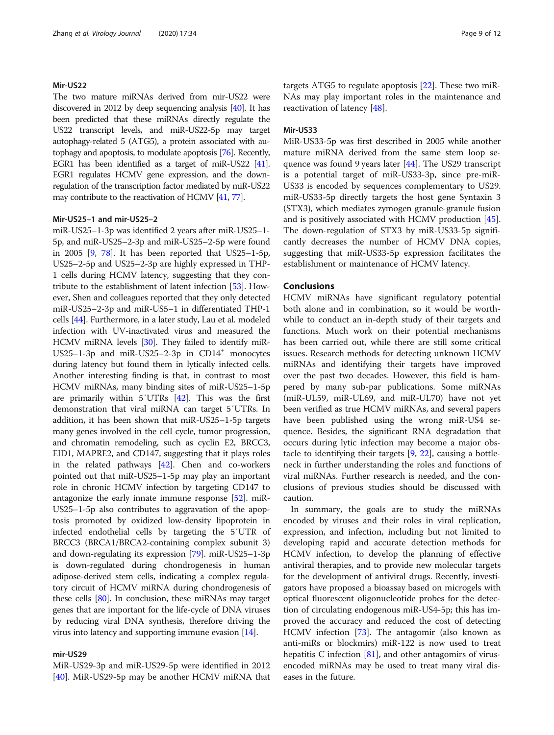### Mir-US22

The two mature miRNAs derived from mir-US22 were discovered in 2012 by deep sequencing analysis [40]. It has been predicted that these miRNAs directly regulate the US22 transcript levels, and miR-US22-5p may target autophagy-related 5 (ATG5), a protein associated with autophagy and apoptosis, to modulate apoptosis [76]. Recently, EGR1 has been identified as a target of miR-US22 [41]. EGR1 regulates HCMV gene expression, and the down-regulation of the transcription factor mediated by miR-US22 may contribute to the reactivation of HCMV [41, 77].

### Mir-US25–1 and mir-US25–2

miR-US25–1-3p was identified 2 years after miR-US25–1-5p, and miR-US25–2-3p and miR-US25–2-5p were found in 2005 [9, 78]. It has been reported that US25–1-5p, US25–2-5p and US25–2-3p are highly expressed in THP-1 cells during HCMV latency, suggesting that they contribute to the establishment of latent infection [53]. However, Shen and colleagues reported that they only detected miR-US25–2-3p and miR-US5–1 in differentiated THP-1 cells [44]. Furthermore, in a later study, Lau et al. modeled infection with UV-inactivated virus and measured the HCMV miRNA levels [30]. They failed to identify miR-US25–1-3p and miR-US25–2-3p in CD14$^{+}$ monocytes during latency but found them in lytically infected cells. Another interesting finding is that, in contrast to most HCMV miRNAs, many binding sites of miR-US25–1-5p are primarily within 5′UTRs [42]. This was the first demonstration that viral miRNA can target 5′UTRs. In addition, it has been shown that miR-US25–1-5p targets many genes involved in the cell cycle, tumor progression, and chromatin remodeling, such as cyclin E2, BRCC3, EID1, MAPRE2, and CD147, suggesting that it plays roles in the related pathways [42]. Chen and co-workers pointed out that miR-US25–1-5p may play an important role in chronic HCMV infection by targeting CD147 to antagonize the early innate immune response [52]. miR-US25–1-5p also contributes to aggravation of the apoptosis promoted by oxidized low-density lipoprotein in infected endothelial cells by targeting the 5′UTR of BRCC3 (BRCA1/BRCA2-containing complex subunit 3) and down-regulating its expression [79]. miR-US25–1-3p is down-regulated during chondrogenesis in human adipose-derived stem cells, indicating a complex regulatory circuit of HCMV miRNA during chondrogenesis of these cells [80]. In conclusion, these miRNAs may target genes that are important for the life-cycle of DNA viruses by reducing viral DNA synthesis, therefore driving the virus into latency and supporting immune evasion [14].

### mir-US29

MiR-US29-3p and miR-US29-5p were identified in 2012 [40]. MiR-US29-5p may be another HCMV miRNA that targets ATG5 to regulate apoptosis [22]. These two miRNAs may play important roles in the maintenance and reactivation of latency [48].

### Mir-US33

MiR-US33-5p was first described in 2005 while another mature miRNA derived from the same stem loop sequence was found 9 years later [44]. The US29 transcript is a potential target of miR-US33-3p, since pre-miR-US33 is encoded by sequences complementary to US29. miR-US33-5p directly targets the host gene Syntaxin 3 (STX3), which mediates zymogen granule-granule fusion and is positively associated with HCMV production [45]. The down-regulation of STX3 by miR-US33-5p significantly decreases the number of HCMV DNA copies, suggesting that miR-US33-5p expression facilitates the establishment or maintenance of HCMV latency.

## Conclusions

HCMV miRNAs have significant regulatory potential both alone and in combination, so it would be worthwhile to conduct an in-depth study of their targets and functions. Much work on their potential mechanisms has been carried out, while there are still some critical issues. Research methods for detecting unknown HCMV miRNAs and identifying their targets have improved over the past two decades. However, this field is hampered by many sub-par publications. Some miRNAs (miR-UL59, miR-UL69, and miR-UL70) have not yet been verified as true HCMV miRNAs, and several papers have been published using the wrong miR-US4 sequence. Besides, the significant RNA degradation that occurs during lytic infection may become a major obstacle to identifying their targets [9, 22], causing a bottleneck in further understanding the roles and functions of viral miRNAs. Further research is needed, and the conclusions of previous studies should be discussed with caution.

In summary, the goals are to study the miRNAs encoded by viruses and their roles in viral replication, expression, and infection, including but not limited to developing rapid and accurate detection methods for HCMV infection, to develop the planning of effective antiviral therapies, and to provide new molecular targets for the development of antiviral drugs. Recently, investigators have proposed a bioassay based on microgels with optical fluorescent oligonucleotide probes for the detection of circulating endogenous miR-US4-5p; this has improved the accuracy and reduced the cost of detecting HCMV infection [73]. The antagomir (also known as anti-miRs or blockmirs) miR-122 is now used to treat hepatitis C infection [81], and other antagomirs of virus-encoded miRNAs may be used to treat many viral diseases in the future.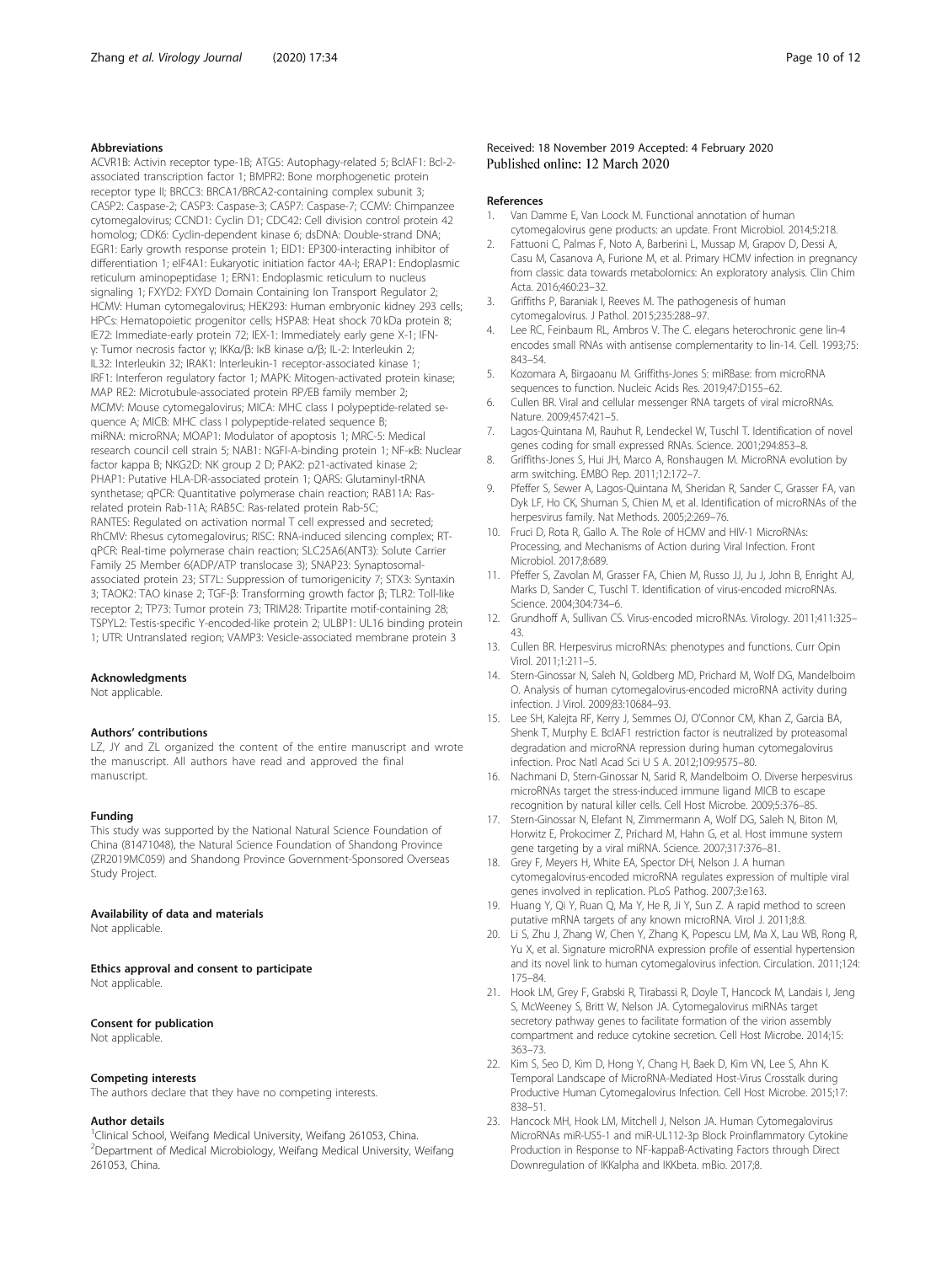### Abbreviations

ACVR1B: Activin receptor type-1B; ATG5: Autophagy-related 5; BclAF1: Bcl-2-associated transcription factor 1; BMPR2: Bone morphogenetic protein receptor type II; BRCC3: BRCA1/BRCA2-containing complex subunit 3; CASP2: Caspase-2; CASP3: Caspase-3; CASP7: Caspase-7; CCMV: Chimpanzee cytomegalovirus; CCND1: Cyclin D1; CDC42: Cell division control protein 42 homolog; CDK6: Cyclin-dependent kinase 6; dsDNA: Double-strand DNA; EGR1: Early growth response protein 1; EID1: EP300-interacting inhibitor of differentiation 1; eIF4A1: Eukaryotic initiation factor 4A-I; ERAP1: Endoplasmic reticulum aminopeptidase 1; ERN1: Endoplasmic reticulum to nucleus signaling 1; FXYD2: FXYD Domain Containing Ion Transport Regulator 2; HCMV: Human cytomegalovirus; HEK293: Human embryonic kidney 293 cells; HPCs: Hematopoietic progenitor cells; HSPA8: Heat shock 70 kDa protein 8; IE72: Immediate-early protein 72; IEX-1: Immediately early gene X-1; IFN-γ: Tumor necrosis factor γ; IKKα/β: IκB kinase α/β; IL-2: Interleukin 2; IL32: Interleukin 32; IRAK1: Interleukin-1 receptor-associated kinase 1; IRF1: Interferon regulatory factor 1; MAPK: Mitogen-activated protein kinase; MAP RE2: Microtubule-associated protein RP/EB family member 2; MCMV: Mouse cytomegalovirus; MICA: MHC class I polypeptide-related sequence A; MICB: MHC class I polypeptide-related sequence B; miRNA: microRNA; MOAP1: Modulator of apoptosis 1; MRC-5: Medical research council cell strain 5; NAB1: NGFI-A-binding protein 1; NF-κB: Nuclear factor kappa B; NKG2D: NK group 2 D; PAK2: p21-activated kinase 2; PHAP1: Putative HLA-DR-associated protein 1; QARS: Glutaminyl-tRNA synthetase; qPCR: Quantitative polymerase chain reaction; RAB11A: Ras-related protein Rab-11A; RAB5C: Ras-related protein Rab-5C; RANTES: Regulated on activation normal T cell expressed and secreted; RhCMV: Rhesus cytomegalovirus; RISC: RNA-induced silencing complex; RT-qPCR: Real-time polymerase chain reaction; SLC25A6(ANT3): Solute Carrier Family 25 Member 6(ADP/ATP translocase 3); SNAP23: Synaptosomal-associated protein 23; ST7L: Suppression of tumorigenicity 7; STX3: Syntaxin 3; TAOK2: TAO kinase 2; TGF-β: Transforming growth factor β; TLR2: Toll-like receptor 2; TP73: Tumor protein 73; TRIM28: Tripartite motif-containing 28; TSPYL2: Testis-specific Y-encoded-like protein 2; ULBP1: UL16 binding protein 1; UTR: Untranslated region; VAMP3: Vesicle-associated membrane protein 3

### Acknowledgments

Not applicable.

### Authors' contributions

LZ, JY and ZL organized the content of the entire manuscript and wrote the manuscript. All authors have read and approved the final manuscript.

### Funding

This study was supported by the National Natural Science Foundation of China (81471048), the Natural Science Foundation of Shandong Province (ZR2019MC059) and Shandong Province Government-Sponsored Overseas Study Project.

### Availability of data and materials

Not applicable.

### Ethics approval and consent to participate

Not applicable.

### Consent for publication

Not applicable.

### Competing interests

The authors declare that they have no competing interests.

### Author details

[1]Clinical School, Weifang Medical University, Weifang 261053, China. [2]Department of Medical Microbiology, Weifang Medical University, Weifang 261053, China.

Received: 18 November 2019 Accepted: 4 February 2020
Published online: 12 March 2020

### References

1. Van Damme E, Van Loock M. Functional annotation of human cytomegalovirus gene products: an update. Front Microbiol. 2014;5:218.
2. Fattuoni C, Palmas F, Noto A, Barberini L, Mussap M, Grapov D, Dessi A, Casu M, Casanova A, Furione M, et al. Primary HCMV infection in pregnancy from classic data towards metabolomics: An exploratory analysis. Clin Chim Acta. 2016;460:23–32.
3. Griffiths P, Baraniak I, Reeves M. The pathogenesis of human cytomegalovirus. J Pathol. 2015;235:288–97.
4. Lee RC, Feinbaum RL, Ambros V. The C. elegans heterochronic gene lin-4 encodes small RNAs with antisense complementarity to lin-14. Cell. 1993;75: 843–54.
5. Kozomara A, Birgaoanu M. Griffiths-Jones S: miRBase: from microRNA sequences to function. Nucleic Acids Res. 2019;47:D155–62.
6. Cullen BR. Viral and cellular messenger RNA targets of viral microRNAs. Nature. 2009;457:421–5.
7. Lagos-Quintana M, Rauhut R, Lendeckel W, Tuschl T. Identification of novel genes coding for small expressed RNAs. Science. 2001;294:853–8.
8. Griffiths-Jones S, Hui JH, Marco A, Ronshaugen M. MicroRNA evolution by arm switching. EMBO Rep. 2011;12:172–7.
9. Pfeffer S, Sewer A, Lagos-Quintana M, Sheridan R, Sander C, Grasser FA, van Dyk LF, Ho CK, Shuman S, Chien M, et al. Identification of microRNAs of the herpesvirus family. Nat Methods. 2005;2:269–76.
10. Fruci D, Rota R, Gallo A. The Role of HCMV and HIV-1 MicroRNAs: Processing, and Mechanisms of Action during Viral Infection. Front Microbiol. 2017;8:689.
11. Pfeffer S, Zavolan M, Grasser FA, Chien M, Russo JJ, Ju J, John B, Enright AJ, Marks D, Sander C, Tuschl T. Identification of virus-encoded microRNAs. Science. 2004;304:734–6.
12. Grundhoff A, Sullivan CS. Virus-encoded microRNAs. Virology. 2011;411:325–43.
13. Cullen BR. Herpesvirus microRNAs: phenotypes and functions. Curr Opin Virol. 2011;1:211–5.
14. Stern-Ginossar N, Saleh N, Goldberg MD, Prichard M, Wolf DG, Mandelboim O. Analysis of human cytomegalovirus-encoded microRNA activity during infection. J Virol. 2009;83:10684–93.
15. Lee SH, Kalejta RF, Kerry J, Semmes OJ, O'Connor CM, Khan Z, Garcia BA, Shenk T, Murphy E. BclAF1 restriction factor is neutralized by proteasomal degradation and microRNA repression during human cytomegalovirus infection. Proc Natl Acad Sci U S A. 2012;109:9575–80.
16. Nachmani D, Stern-Ginossar N, Sarid R, Mandelboim O. Diverse herpesvirus microRNAs target the stress-induced immune ligand MICB to escape recognition by natural killer cells. Cell Host Microbe. 2009;5:376–85.
17. Stern-Ginossar N, Elefant N, Zimmermann A, Wolf DG, Saleh N, Biton M, Horwitz E, Prokocimer Z, Prichard M, Hahn G, et al. Host immune system gene targeting by a viral miRNA. Science. 2007;317:376–81.
18. Grey F, Meyers H, White EA, Spector DH, Nelson J. A human cytomegalovirus-encoded microRNA regulates expression of multiple viral genes involved in replication. PLoS Pathog. 2007;3:e163.
19. Huang Y, Qi Y, Ruan Q, Ma Y, He R, Ji Y, Sun Z. A rapid method to screen putative mRNA targets of any known microRNA. Virol J. 2011;8:8.
20. Li S, Zhu J, Zhang W, Chen Y, Zhang K, Popescu LM, Ma X, Lau WB, Rong R, Yu X, et al. Signature microRNA expression profile of essential hypertension and its novel link to human cytomegalovirus infection. Circulation. 2011;124: 175–84.
21. Hook LM, Grey F, Grabski R, Tirabassi R, Doyle T, Hancock M, Landais I, Jeng S, McWeeney S, Britt W, Nelson JA. Cytomegalovirus miRNAs target secretory pathway genes to facilitate formation of the virion assembly compartment and reduce cytokine secretion. Cell Host Microbe. 2014;15: 363–73.
22. Kim S, Seo D, Kim D, Hong Y, Chang H, Baek D, Kim VN, Lee S, Ahn K. Temporal Landscape of MicroRNA-Mediated Host-Virus Crosstalk during Productive Human Cytomegalovirus Infection. Cell Host Microbe. 2015;17: 838–51.
23. Hancock MH, Hook LM, Mitchell J, Nelson JA. Human Cytomegalovirus MicroRNAs miR-US5-1 and miR-UL112-3p Block Proinflammatory Cytokine Production in Response to NF-kappaB-Activating Factors through Direct Downregulation of IKKalpha and IKKbeta. mBio. 2017;8.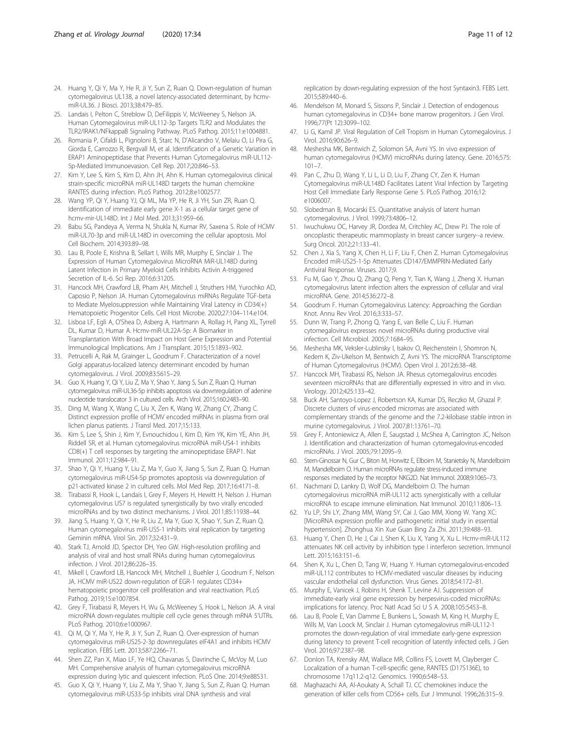24. Huang Y, Qi Y, Ma Y, He R, Ji Y, Sun Z, Ruan Q. Down-regulation of human cytomegalovirus UL138, a novel latency-associated determinant, by hcmv-miR-UL36. J Biosci. 2013;38:479–85.
25. Landais I, Pelton C, Streblow D, DeFilippis V, McWeeney S, Nelson JA. Human Cytomegalovirus miR-UL112-3p Targets TLR2 and Modulates the TLR2/IRAK1/NFkappaB Signaling Pathway. PLoS Pathog. 2015;11:e1004881.
26. Romania P, Cifaldi L, Pignoloni B, Starc N, D'Alicandro V, Melaiu O, Li Pira G, Giorda E, Carrozzo R, Bergvall M, et al. Identification of a Genetic Variation in ERAP1 Aminopeptidase that Prevents Human Cytomegalovirus miR-UL112-5p-Mediated Immunoevasion. Cell Rep. 2017;20:846–53.
27. Kim Y, Lee S, Kim S, Kim D, Ahn JH, Ahn K. Human cytomegalovirus clinical strain-specific microRNA miR-UL148D targets the human chemokine RANTES during infection. PLoS Pathog. 2012;8:e1002577.
28. Wang YP, Qi Y, Huang YJ, Qi ML, Ma YP, He R, Ji YH, Sun ZR, Ruan Q. Identification of immediate early gene X-1 as a cellular target gene of hcmv-mir-UL148D. Int J Mol Med. 2013;31:959–66.
29. Babu SG, Pandeya A, Verma N, Shukla N, Kumar RV, Saxena S. Role of HCMV miR-UL70-3p and miR-UL148D in overcoming the cellular apoptosis. Mol Cell Biochem. 2014;393:89–98.
30. Lau B, Poole E, Krishna B, Sellart I, Wills MR, Murphy E, Sinclair J. The Expression of Human Cytomegalovirus MicroRNA MiR-UL148D during Latent Infection in Primary Myeloid Cells Inhibits Activin A-triggered Secretion of IL-6. Sci Rep. 2016;6:31205.
31. Hancock MH, Crawford LB, Pham AH, Mitchell J, Struthers HM, Yurochko AD, Caposio P, Nelson JA. Human Cytomegalovirus miRNAs Regulate TGF-beta to Mediate Myelosuppression while Maintaining Viral Latency in CD34(+) Hematopoietic Progenitor Cells. Cell Host Microbe. 2020;27:104–114.e104.
32. Lisboa LF, Egli A, O'Shea D, Asberg A, Hartmann A, Rollag H, Pang XL, Tyrrell DL, Kumar D, Humar A. Hcmv-miR-UL22A-5p: A Biomarker in Transplantation With Broad Impact on Host Gene Expression and Potential Immunological Implications. Am J Transplant. 2015;15:1893–902.
33. Petrucelli A, Rak M, Grainger L, Goodrum F. Characterization of a novel Golgi apparatus-localized latency determinant encoded by human cytomegalovirus. J Virol. 2009;83:5615–29.
34. Guo X, Huang Y, Qi Y, Liu Z, Ma Y, Shao Y, Jiang S, Sun Z, Ruan Q. Human cytomegalovirus miR-UL36-5p inhibits apoptosis via downregulation of adenine nucleotide translocator 3 in cultured cells. Arch Virol. 2015;160:2483–90.
35. Ding M, Wang X, Wang C, Liu X, Zen K, Wang W, Zhang CY, Zhang C. Distinct expression profile of HCMV encoded miRNAs in plasma from oral lichen planus patients. J Transl Med. 2017;15:133.
36. Kim S, Lee S, Shin J, Kim Y, Evnouchidou I, Kim D, Kim YK, Kim YE, Ahn JH, Riddell SR, et al. Human cytomegalovirus microRNA miR-US4-1 inhibits CD8(+) T cell responses by targeting the aminopeptidase ERAP1. Nat Immunol. 2011;12:984–91.
37. Shao Y, Qi Y, Huang Y, Liu Z, Ma Y, Guo X, Jiang S, Sun Z, Ruan Q. Human cytomegalovirus miR-US4-5p promotes apoptosis via downregulation of p21-activated kinase 2 in cultured cells. Mol Med Rep. 2017;16:4171–8.
38. Tirabassi R, Hook L, Landais I, Grey F, Meyers H, Hewitt H, Nelson J. Human cytomegalovirus US7 is regulated synergistically by two virally encoded microRNAs and by two distinct mechanisms. J Virol. 2011;85:11938–44.
39. Jiang S, Huang Y, Qi Y, He R, Liu Z, Ma Y, Guo X, Shao Y, Sun Z, Ruan Q. Human cytomegalovirus miR-US5-1 inhibits viral replication by targeting Geminin mRNA. Virol Sin. 2017;32:431–9.
40. Stark TJ, Arnold JD, Spector DH, Yeo GW. High-resolution profiling and analysis of viral and host small RNAs during human cytomegalovirus infection. J Virol. 2012;86:226–35.
41. Mikell I, Crawford LB, Hancock MH, Mitchell J, Buehler J, Goodrum F, Nelson JA. HCMV miR-US22 down-regulation of EGR-1 regulates CD34+ hematopoietic progenitor cell proliferation and viral reactivation. PLoS Pathog. 2019;15:e1007854.
42. Grey F, Tirabassi R, Meyers H, Wu G, McWeeney S, Hook L, Nelson JA. A viral microRNA down-regulates multiple cell cycle genes through mRNA 5'UTRs. PLoS Pathog. 2010;6:e1000967.
43. Qi M, Qi Y, Ma Y, He R, Ji Y, Sun Z, Ruan Q. Over-expression of human cytomegalovirus miR-US25-2-3p downregulates eIF4A1 and inhibits HCMV replication. FEBS Lett. 2013;587:2266–71.
44. Shen ZZ, Pan X, Miao LF, Ye HQ, Chavanas S, Davrinche C, McVoy M, Luo MH. Comprehensive analysis of human cytomegalovirus microRNA expression during lytic and quiescent infection. PLoS One. 2014;9:e88531.
45. Guo X, Qi Y, Huang Y, Liu Z, Ma Y, Shao Y, Jiang S, Sun Z, Ruan Q. Human cytomegalovirus miR-US33-5p inhibits viral DNA synthesis and viral replication by down-regulating expression of the host Syntaxin3. FEBS Lett. 2015;589:440–6.
46. Mendelson M, Monard S, Sissons P, Sinclair J. Detection of endogenous human cytomegalovirus in CD34+ bone marrow progenitors. J Gen Virol. 1996;77(Pt 12):3099–102.
47. Li G, Kamil JP. Viral Regulation of Cell Tropism in Human Cytomegalovirus. J Virol. 2016;90:626–9.
48. Meshesha MK, Bentwich Z, Solomon SA, Avni YS. In vivo expression of human cytomegalovirus (HCMV) microRNAs during latency. Gene. 2016;575:101–7.
49. Pan C, Zhu D, Wang Y, Li L, Li D, Liu F, Zhang CY, Zen K. Human Cytomegalovirus miR-UL148D Facilitates Latent Viral Infection by Targeting Host Cell Immediate Early Response Gene 5. PLoS Pathog. 2016;12:e1006007.
50. Slobedman B, Mocarski ES. Quantitative analysis of latent human cytomegalovirus. J Virol. 1999;73:4806–12.
51. Iwuchukwu OC, Harvey JR, Dordea M, Critchley AC, Drew PJ. The role of oncoplastic therapeutic mammoplasty in breast cancer surgery--a review. Surg Oncol. 2012;21:133–41.
52. Chen J, Xia S, Yang X, Chen H, Li F, Liu F, Chen Z. Human Cytomegalovirus Encoded miR-US25-1-5p Attenuates CD147/EMMPRIN-Mediated Early Antiviral Response. Viruses. 2017;9.
53. Fu M, Gao Y, Zhou Q, Zhang Q, Peng Y, Tian K, Wang J, Zheng X. Human cytomegalovirus latent infection alters the expression of cellular and viral microRNA. Gene. 2014;536:272–8.
54. Goodrum F. Human Cytomegalovirus Latency: Approaching the Gordian Knot. Annu Rev Virol. 2016;3:333–57.
55. Dunn W, Trang P, Zhong Q, Yang E, van Belle C, Liu F. Human cytomegalovirus expresses novel microRNAs during productive viral infection. Cell Microbiol. 2005;7:1684–95.
56. Meshesha MK, Veksler-Lublinsky I, Isakov O, Reichenstein I, Shomron N, Kedem K, Ziv-Ukelson M, Bentwich Z, Avni YS. The microRNA Transcriptome of Human Cytomegalovirus (HCMV). Open Virol J. 2012;6:38–48.
57. Hancock MH, Tirabassi RS, Nelson JA. Rhesus cytomegalovirus encodes seventeen microRNAs that are differentially expressed in vitro and in vivo. Virology. 2012;425:133–42.
58. Buck AH, Santoyo-Lopez J, Robertson KA, Kumar DS, Reczko M, Ghazal P. Discrete clusters of virus-encoded micrornas are associated with complementary strands of the genome and the 7.2-kilobase stable intron in murine cytomegalovirus. J Virol. 2007;81:13761–70.
59. Grey F, Antoniewicz A, Allen E, Saugstad J, McShea A, Carrington JC, Nelson J. Identification and characterization of human cytomegalovirus-encoded microRNAs. J Virol. 2005;79:12095–9.
60. Stern-Ginossar N, Gur C, Biton M, Horwitz E, Elboim M, Stanietsky N, Mandelboim M, Mandelboim O. Human microRNAs regulate stress-induced immune responses mediated by the receptor NKG2D. Nat Immunol. 2008;9:1065–73.
61. Nachmani D, Lankry D, Wolf DG, Mandelboim O. The human cytomegalovirus microRNA miR-UL112 acts synergistically with a cellular microRNA to escape immune elimination. Nat Immunol. 2010;11:806–13.
62. Yu LP, Shi LY, Zhang MM, Wang SY, Cai J, Gao MM, Xiong W. Yang XC: [MicroRNA expression profile and pathogenetic initial study in essential hypertension]. Zhonghua Xin Xue Guan Bing Za Zhi. 2011;39:488–93.
63. Huang Y, Chen D, He J, Cai J, Shen K, Liu X, Yang X, Xu L. Hcmv-miR-UL112 attenuates NK cell activity by inhibition type I interferon secretion. Immunol Lett. 2015;163:151–6.
64. Shen K, Xu L, Chen D, Tang W, Huang Y. Human cytomegalovirus-encoded miR-UL112 contributes to HCMV-mediated vascular diseases by inducing vascular endothelial cell dysfunction. Virus Genes. 2018;54:172–81.
65. Murphy E, Vanicek J, Robins H, Shenk T, Levine AJ. Suppression of immediate-early viral gene expression by herpesvirus-coded microRNAs: implications for latency. Proc Natl Acad Sci U S A. 2008;105:5453–8.
66. Lau B, Poole E, Van Damme E, Bunkens L, Sowash M, King H, Murphy E, Wills M, Van Loock M, Sinclair J. Human cytomegalovirus miR-UL112-1 promotes the down-regulation of viral immediate early-gene expression during latency to prevent T-cell recognition of latently infected cells. J Gen Virol. 2016;97:2387–98.
67. Donlon TA, Krensky AM, Wallace MR, Collins FS, Lovett M, Clayberger C. Localization of a human T-cell-specific gene, RANTES (D17S136E), to chromosome 17q11.2-q12. Genomics. 1990;6:548–53.
68. Maghazachi AA, Al-Aoukaty A, Schall TJ. CC chemokines induce the generation of killer cells from CD56+ cells. Eur J Immunol. 1996;26:315–9.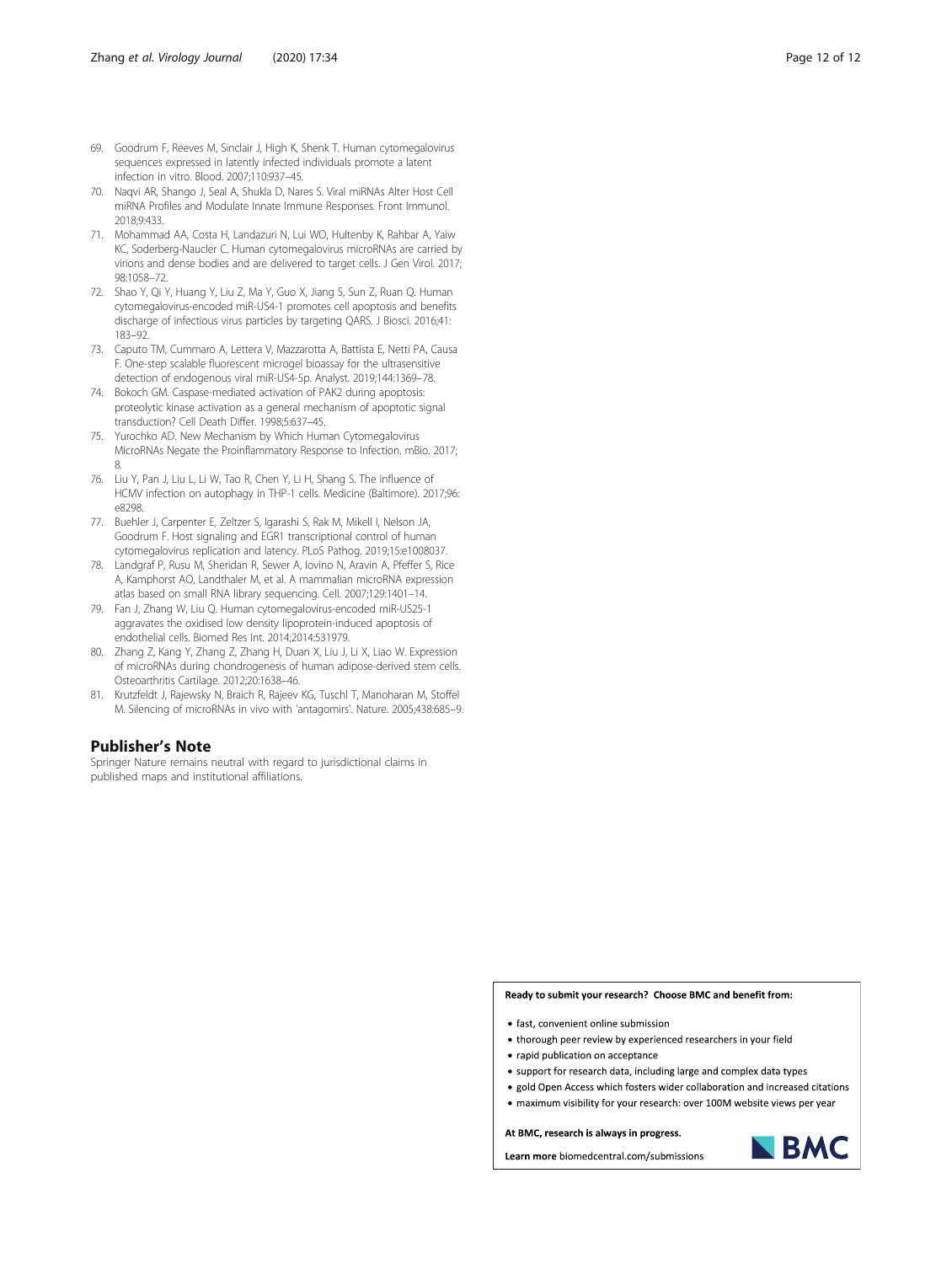69. Goodrum F, Reeves M, Sinclair J, High K, Shenk T. Human cytomegalovirus sequences expressed in latently infected individuals promote a latent infection in vitro. Blood. 2007;110:937–45.
70. Naqvi AR, Shango J, Seal A, Shukla D, Nares S. Viral miRNAs Alter Host Cell miRNA Profiles and Modulate Innate Immune Responses. Front Immunol. 2018;9:433.
71. Mohammad AA, Costa H, Landazuri N, Lui WO, Hultenby K, Rahbar A, Yaiw KC, Soderberg-Naucler C. Human cytomegalovirus microRNAs are carried by virions and dense bodies and are delivered to target cells. J Gen Virol. 2017; 98:1058–72.
72. Shao Y, Qi Y, Huang Y, Liu Z, Ma Y, Guo X, Jiang S, Sun Z, Ruan Q. Human cytomegalovirus-encoded miR-US4-1 promotes cell apoptosis and benefits discharge of infectious virus particles by targeting QARS. J Biosci. 2016;41: 183–92.
73. Caputo TM, Cummaro A, Lettera V, Mazzarotta A, Battista E, Netti PA, Causa F. One-step scalable fluorescent microgel bioassay for the ultrasensitive detection of endogenous viral miR-US4-5p. Analyst. 2019;144:1369–78.
74. Bokoch GM. Caspase-mediated activation of PAK2 during apoptosis: proteolytic kinase activation as a general mechanism of apoptotic signal transduction? Cell Death Differ. 1998;5:637–45.
75. Yurochko AD. New Mechanism by Which Human Cytomegalovirus MicroRNAs Negate the Proinflammatory Response to Infection. mBio. 2017; 8.
76. Liu Y, Pan J, Liu L, Li W, Tao R, Chen Y, Li H, Shang S. The influence of HCMV infection on autophagy in THP-1 cells. Medicine (Baltimore). 2017;96: e8298.
77. Buehler J, Carpenter E, Zeltzer S, Igarashi S, Rak M, Mikell I, Nelson JA, Goodrum F. Host signaling and EGR1 transcriptional control of human cytomegalovirus replication and latency. PLoS Pathog. 2019;15:e1008037.
78. Landgraf P, Rusu M, Sheridan R, Sewer A, Iovino N, Aravin A, Pfeffer S, Rice A, Kamphorst AO, Landthaler M, et al. A mammalian microRNA expression atlas based on small RNA library sequencing. Cell. 2007;129:1401–14.
79. Fan J, Zhang W, Liu Q. Human cytomegalovirus-encoded miR-US25-1 aggravates the oxidised low density lipoprotein-induced apoptosis of endothelial cells. Biomed Res Int. 2014;2014:531979.
80. Zhang Z, Kang Y, Zhang Z, Zhang H, Duan X, Liu J, Li X, Liao W. Expression of microRNAs during chondrogenesis of human adipose-derived stem cells. Osteoarthritis Cartilage. 2012;20:1638–46.
81. Krutzfeldt J, Rajewsky N, Braich R, Rajeev KG, Tuschl T, Manoharan M, Stoffel M. Silencing of microRNAs in vivo with 'antagomirs'. Nature. 2005;438:685–9.

## Publisher's Note

Springer Nature remains neutral with regard to jurisdictional claims in published maps and institutional affiliations.

**Ready to submit your research? Choose BMC and benefit from:**

- fast, convenient online submission
- thorough peer review by experienced researchers in your field
- rapid publication on acceptance
- support for research data, including large and complex data types
- gold Open Access which fosters wider collaboration and increased citations
- maximum visibility for your research: over 100M website views per year

**At BMC, research is always in progress.**

**Learn more** biomedcentral.com/submissions